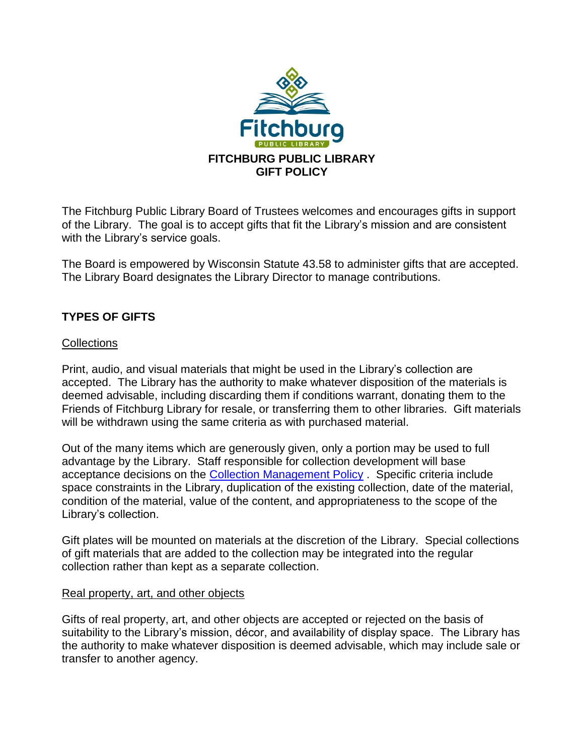# FITCHBURG PUBLIC LIBRARY
# GIFT POLICY

The Fitchburg Public Library Board of Trustees welcomes and encourages gifts in support of the Library. The goal is to accept gifts that fit the Library's mission and are consistent with the Library's service goals.

The Board is empowered by Wisconsin Statute 43.58 to administer gifts that are accepted. The Library Board designates the Library Director to manage contributions.

## TYPES OF GIFTS

### Collections

Print, audio, and visual materials that might be used in the Library's collection are accepted. The Library has the authority to make whatever disposition of the materials is deemed advisable, including discarding them if conditions warrant, donating them to the Friends of Fitchburg Library for resale, or transferring them to other libraries. Gift materials will be withdrawn using the same criteria as with purchased material.

Out of the many items which are generously given, only a portion may be used to full advantage by the Library. Staff responsible for collection development will base acceptance decisions on the Collection Management Policy . Specific criteria include space constraints in the Library, duplication of the existing collection, date of the material, condition of the material, value of the content, and appropriateness to the scope of the Library's collection.

Gift plates will be mounted on materials at the discretion of the Library. Special collections of gift materials that are added to the collection may be integrated into the regular collection rather than kept as a separate collection.

### Real property, art, and other objects

Gifts of real property, art, and other objects are accepted or rejected on the basis of suitability to the Library's mission, décor, and availability of display space. The Library has the authority to make whatever disposition is deemed advisable, which may include sale or transfer to another agency.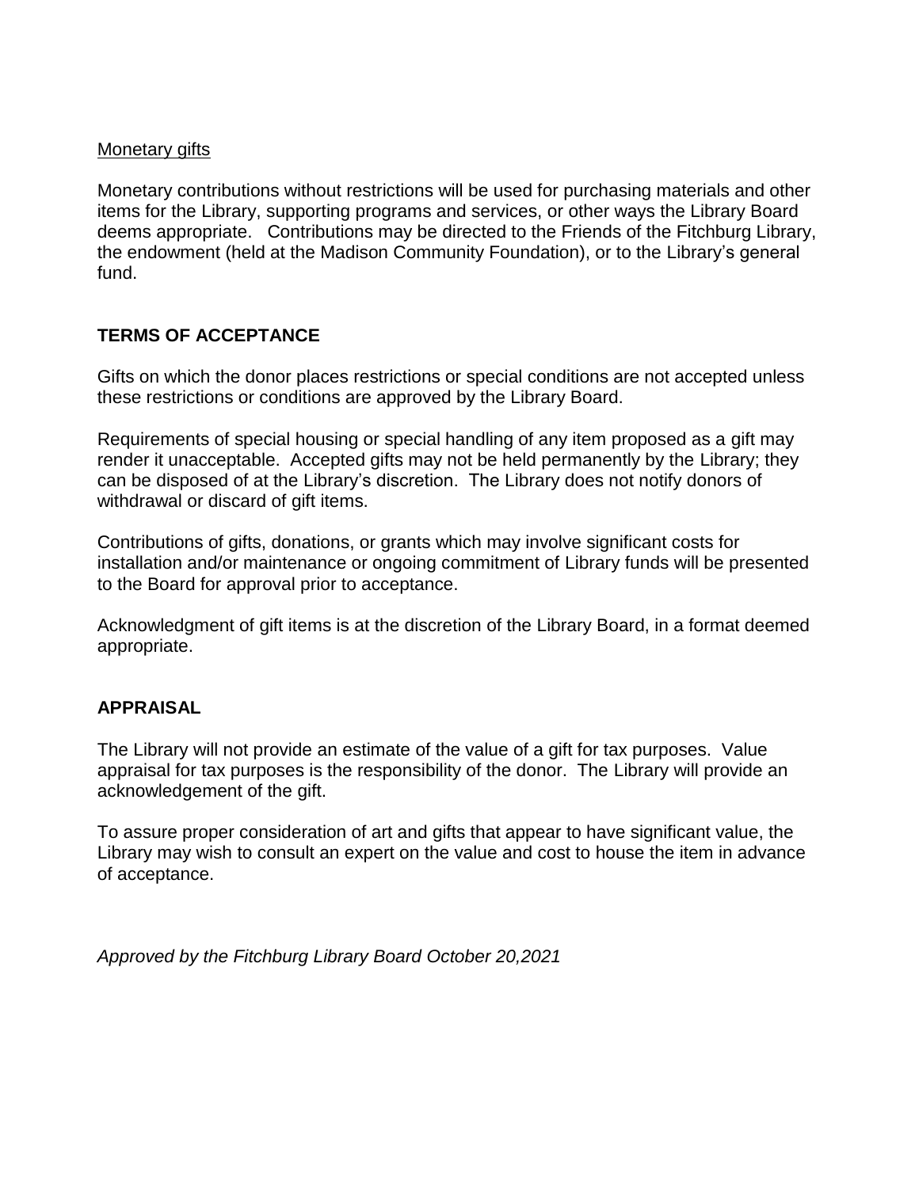Monetary gifts

Monetary contributions without restrictions will be used for purchasing materials and other items for the Library, supporting programs and services, or other ways the Library Board deems appropriate. Contributions may be directed to the Friends of the Fitchburg Library, the endowment (held at the Madison Community Foundation), or to the Library's general fund.

## TERMS OF ACCEPTANCE

Gifts on which the donor places restrictions or special conditions are not accepted unless these restrictions or conditions are approved by the Library Board.

Requirements of special housing or special handling of any item proposed as a gift may render it unacceptable. Accepted gifts may not be held permanently by the Library; they can be disposed of at the Library's discretion. The Library does not notify donors of withdrawal or discard of gift items.

Contributions of gifts, donations, or grants which may involve significant costs for installation and/or maintenance or ongoing commitment of Library funds will be presented to the Board for approval prior to acceptance.

Acknowledgment of gift items is at the discretion of the Library Board, in a format deemed appropriate.

## APPRAISAL

The Library will not provide an estimate of the value of a gift for tax purposes. Value appraisal for tax purposes is the responsibility of the donor. The Library will provide an acknowledgement of the gift.

To assure proper consideration of art and gifts that appear to have significant value, the Library may wish to consult an expert on the value and cost to house the item in advance of acceptance.

*Approved by the Fitchburg Library Board October 20,2021*